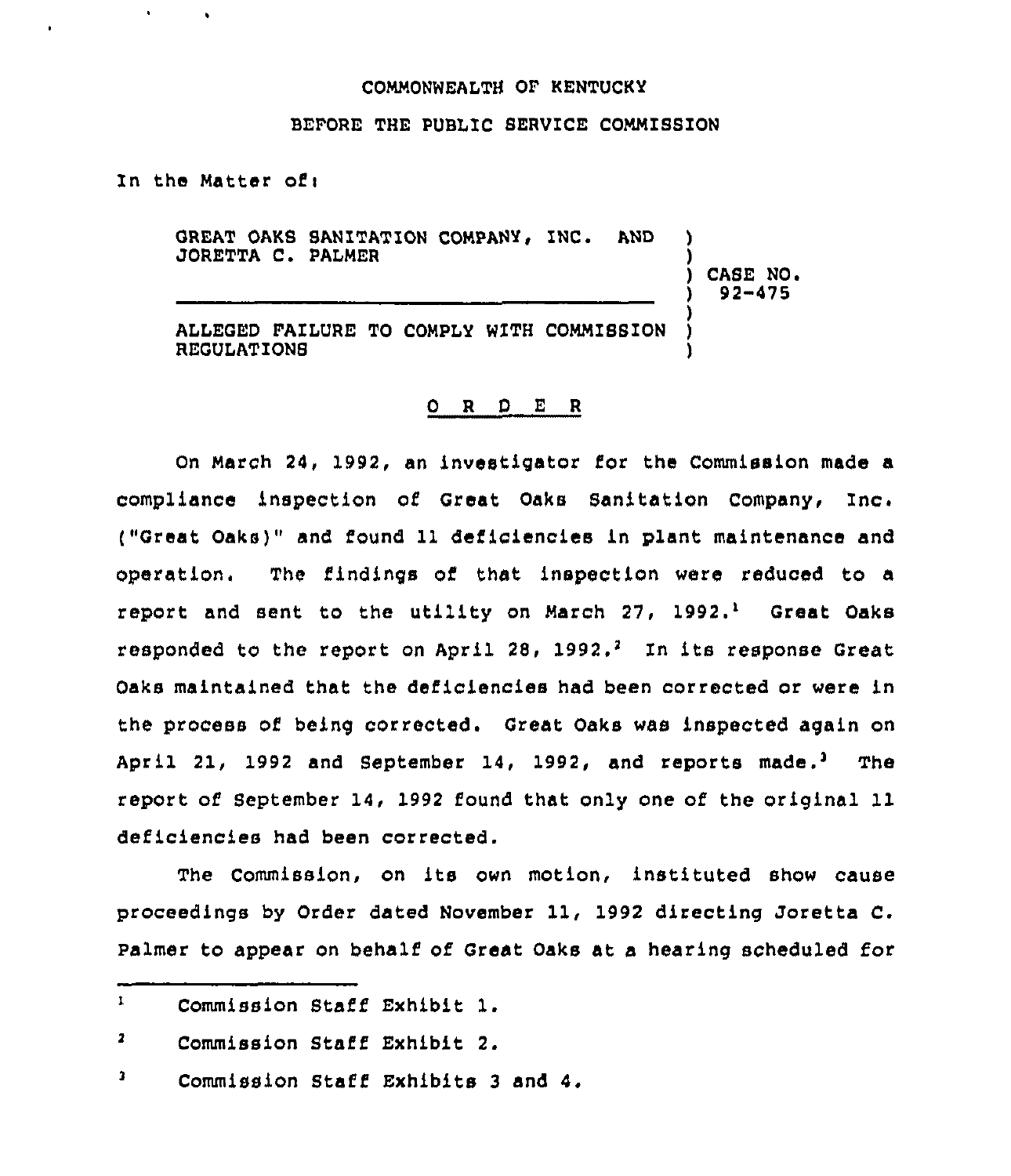COMMONWEALTH OF KENTUCKY

BEFORE THE PUBLIC SERVICE COMMISSION

In the Matter of:

GREAT OAKS SANITATION COMPANY, INC. AND JORETTA C. PALMER ) CASE NO. 92-475

ALLEGED FAILURE TO COMPLY WITH COMMISSION REGULATIONS

## O R D E R

On March 24, 1992, an investigator for the Commission made a compliance inspection of Great Oaks Sanitation Company, Inc. ("Great Oaks)" and found 11 deficiencies in plant maintenance and operation. The findings of that inspection were reduced to a report and sent to the utility on March 27, 1992.[1] Great Oaks responded to the report on April 28, 1992.[2] In its response Great Oaks maintained that the deficiencies had been corrected or were in the process of being corrected. Great Oaks was inspected again on April 21, 1992 and September 14, 1992, and reports made.[3] The report of September 14, 1992 found that only one of the original 11 deficiencies had been corrected.

The Commission, on its own motion, instituted show cause proceedings by Order dated November 11, 1992 directing Joretta C. Palmer to appear on behalf of Great Oaks at a hearing scheduled for

---

[1] Commission Staff Exhibit 1.

[2] Commission Staff Exhibit 2.

[3] Commission Staff Exhibits 3 and 4.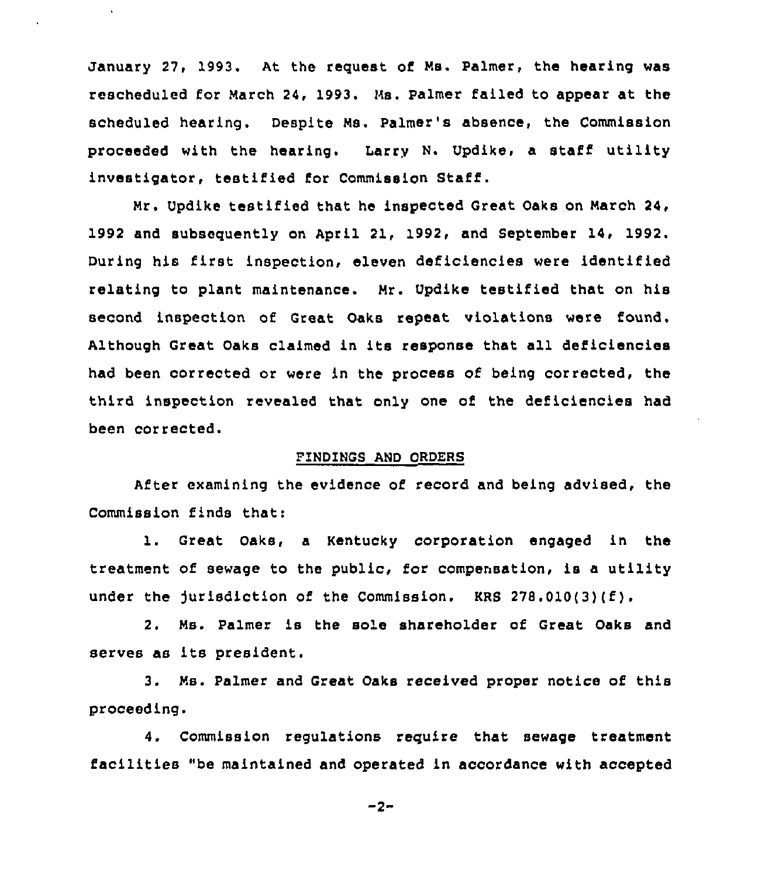January 27, 1993. At the request of Ms. Palmer, the hearing was rescheduled for March 24, 1993. Ms. Palmer failed to appear at the scheduled hearing. Despite Ms. Palmer's absence, the Commission proceeded with the hearing. Larry N. Updike, a staff utility investigator, testified for Commission Staff.

Mr. Updike testified that he inspected Great Oaks on March 24, 1992 and subsequently on April 21, 1992, and September 14, 1992. During his first inspection, eleven deficiencies were identified relating to plant maintenance. Mr. Updike testified that on his second inspection of Great Oaks repeat violations were found. Although Great Oaks claimed in its response that all deficiencies had been corrected or were in the process of being corrected, the third inspection revealed that only one of the deficiencies had been corrected.

## FINDINGS AND ORDERS

After examining the evidence of record and being advised, the Commission finds that:

1. Great Oaks, a Kentucky corporation engaged in the treatment of sewage to the public, for compensation, is a utility under the jurisdiction of the Commission. KRS 278.010(3)(f).

2. Ms. Palmer is the sole shareholder of Great Oaks and serves as its president.

3. Ms. Palmer and Great Oaks received proper notice of this proceeding.

4. Commission regulations require that sewage treatment facilities "be maintained and operated in accordance with accepted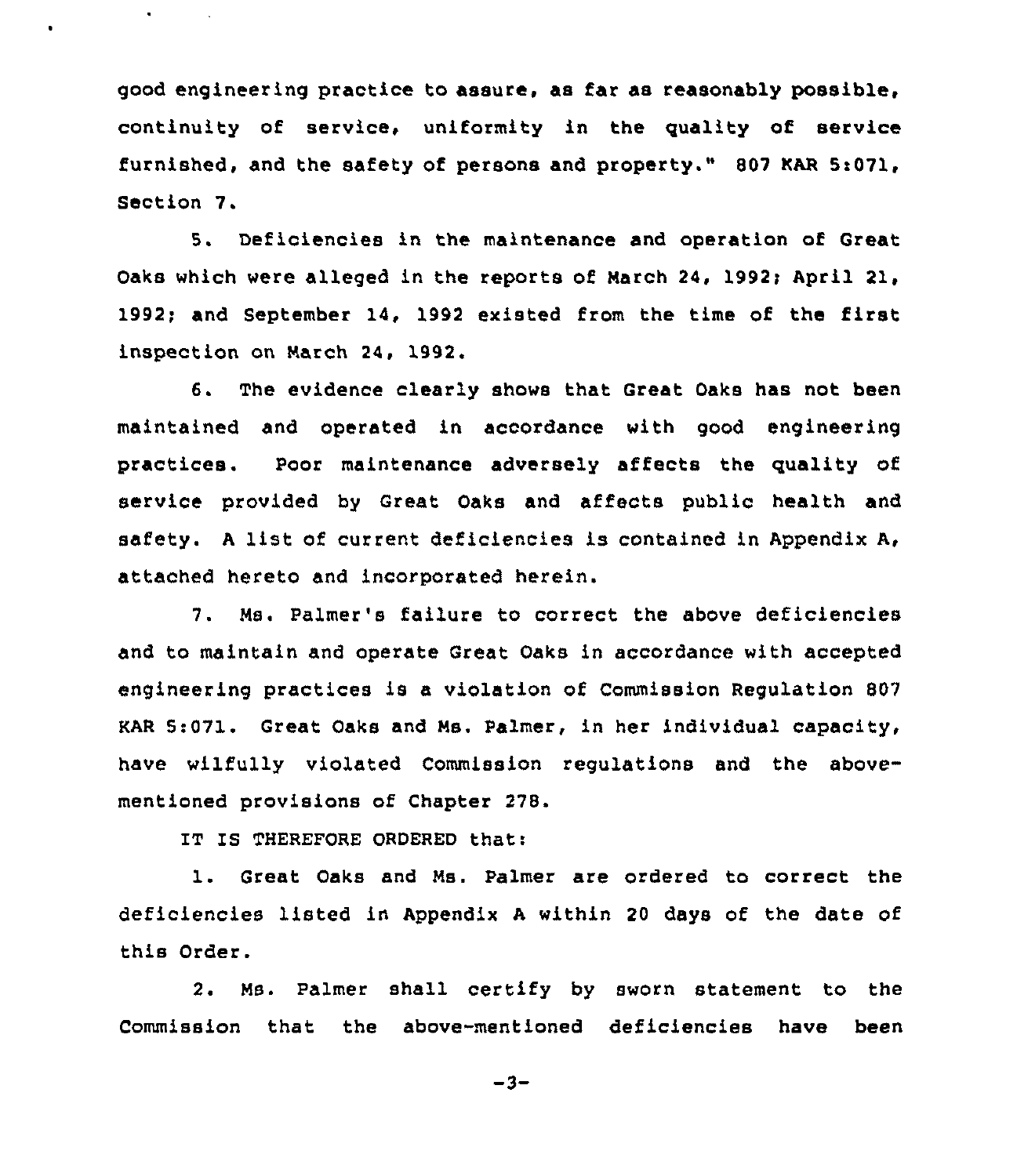good engineering practice to assure, as far as reasonably possible, continuity of service, uniformity in the quality of service furnished, and the safety of persons and property." 807 KAR 5:071, Section 7.

5. Deficiencies in the maintenance and operation of Great Oaks which were alleged in the reports of March 24, 1992; April 21, 1992; and September 14, 1992 existed from the time of the first inspection on March 24, 1992.

6. The evidence clearly shows that Great Oaks has not been maintained and operated in accordance with good engineering practices. Poor maintenance adversely affects the quality of service provided by Great Oaks and affects public health and safety. A list of current deficiencies is contained in Appendix A, attached hereto and incorporated herein.

7. Ms. Palmer's failure to correct the above deficiencies and to maintain and operate Great Oaks in accordance with accepted engineering practices is a violation of Commission Regulation 807 KAR 5:071. Great Oaks and Ms. Palmer, in her individual capacity, have wilfully violated Commission regulations and the above-mentioned provisions of Chapter 278.

IT IS THEREFORE ORDERED that:

1. Great Oaks and Ms. Palmer are ordered to correct the deficiencies listed in Appendix A within 20 days of the date of this Order.

2. Ms. Palmer shall certify by sworn statement to the Commission that the above-mentioned deficiencies have been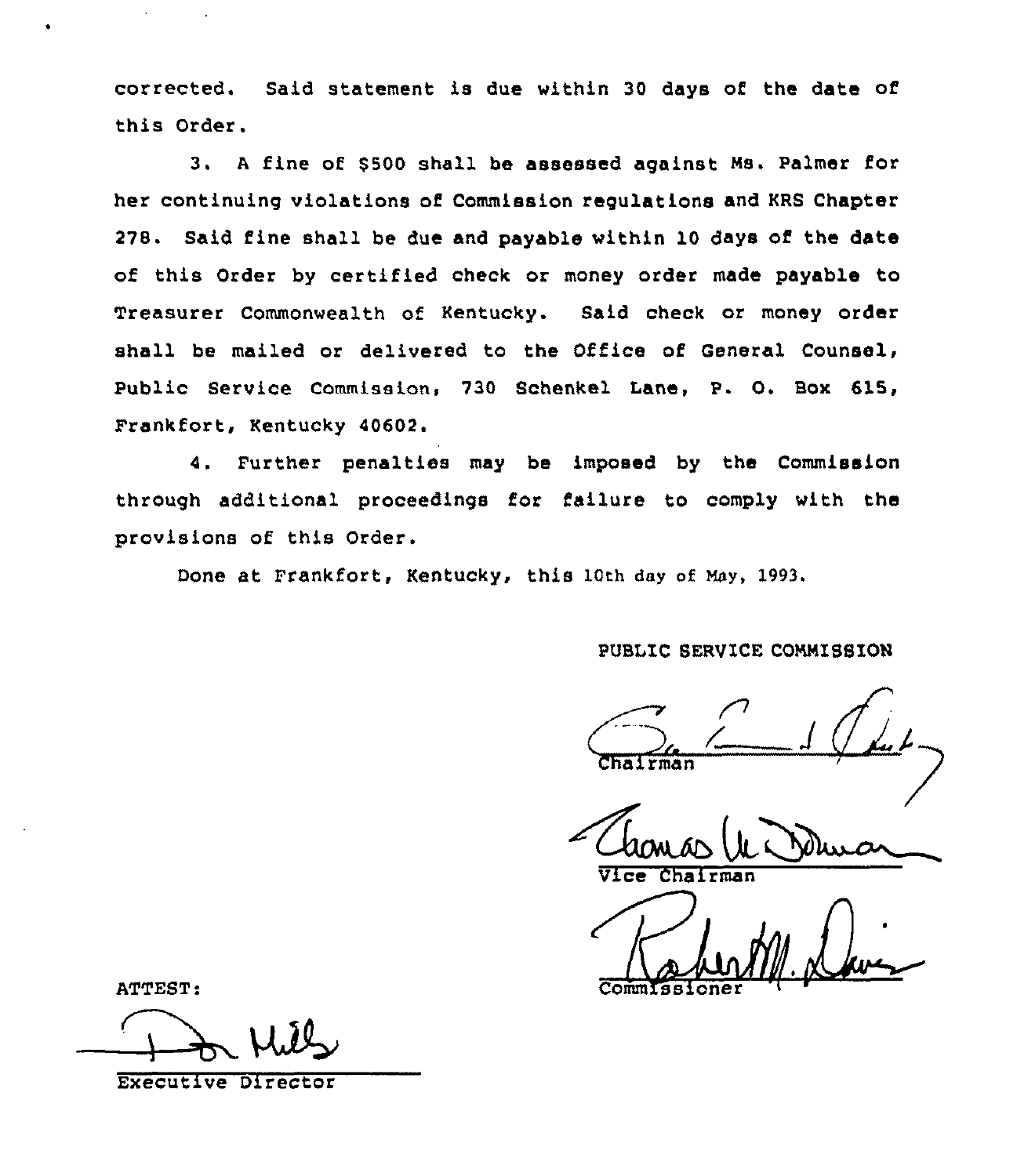corrected. Said statement is due within 30 days of the date of this Order.

3. A fine of $500 shall be assessed against Ms. Palmer for her continuing violations of Commission regulations and KRS Chapter 278. Said fine shall be due and payable within 10 days of the date of this Order by certified check or money order made payable to Treasurer Commonwealth of Kentucky. Said check or money order shall be mailed or delivered to the Office of General Counsel, Public Service Commission, 730 Schenkel Lane, P. O. Box 615, Frankfort, Kentucky 40602.

4. Further penalties may be imposed by the Commission through additional proceedings for failure to comply with the provisions of this Order.

Done at Frankfort, Kentucky, this 10th day of May, 1993.

PUBLIC SERVICE COMMISSION

Chairman

Vice Chairman

Commissioner

ATTEST:

Executive Director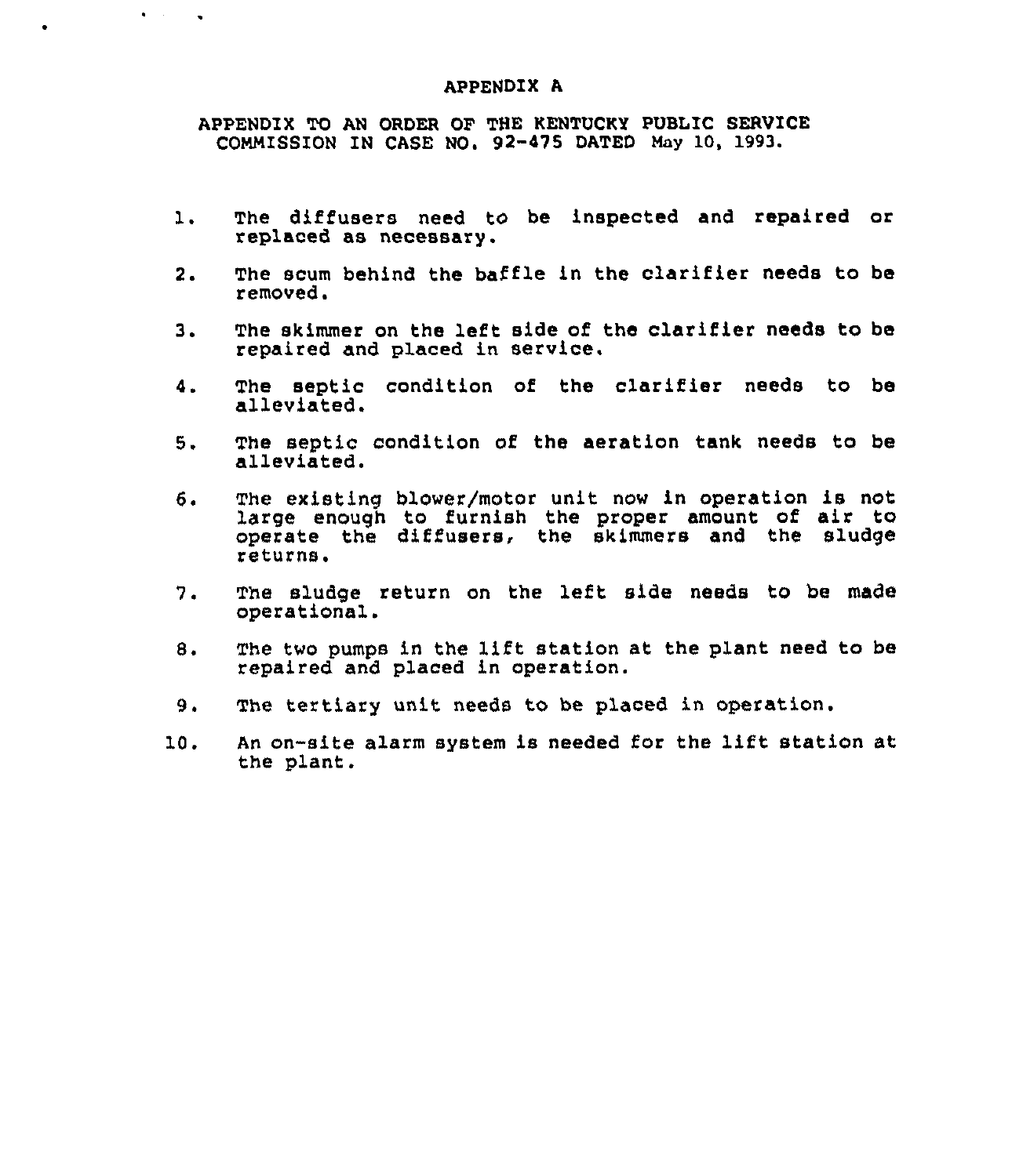# APPENDIX A

APPENDIX TO AN ORDER OF THE KENTUCKY PUBLIC SERVICE COMMISSION IN CASE NO. 92-475 DATED May 10, 1993.

1. The diffusers need to be inspected and repaired or replaced as necessary.

2. The scum behind the baffle in the clarifier needs to be removed.

3. The skimmer on the left side of the clarifier needs to be repaired and placed in service.

4. The septic condition of the clarifier needs to be alleviated.

5. The septic condition of the aeration tank needs to be alleviated.

6. The existing blower/motor unit now in operation is not large enough to furnish the proper amount of air to operate the diffusers, the skimmers and the sludge returns.

7. The sludge return on the left side needs to be made operational.

8. The two pumps in the lift station at the plant need to be repaired and placed in operation.

9. The tertiary unit needs to be placed in operation.

10. An on-site alarm system is needed for the lift station at the plant.